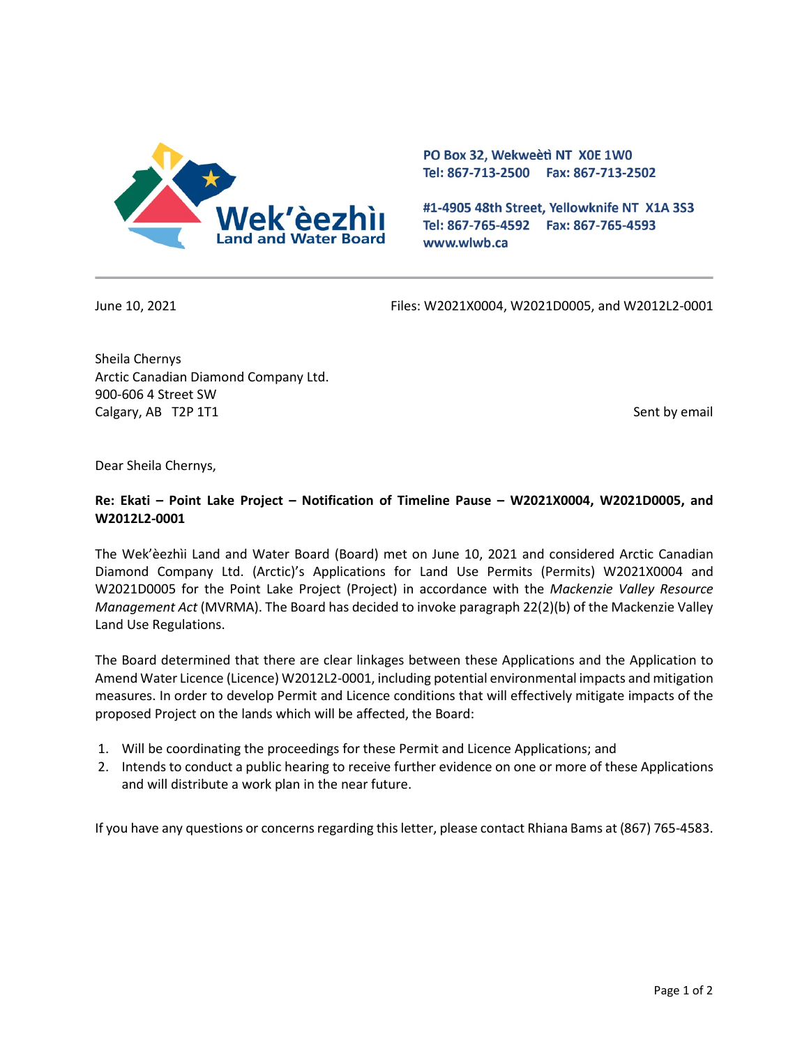Wek'èezhìı Land and Water Board

PO Box 32, Wekweètì NT X0E 1W0
Tel: 867-713-2500 Fax: 867-713-2502

#1-4905 48th Street, Yellowknife NT X1A 3S3
Tel: 867-765-4592 Fax: 867-765-4593
www.wlwb.ca

June 10, 2021

Files: W2021X0004, W2021D0005, and W2012L2-0001

Sheila Chernys
Arctic Canadian Diamond Company Ltd.
900-606 4 Street SW
Calgary, AB T2P 1T1

Sent by email

Dear Sheila Chernys,

**Re: Ekati – Point Lake Project – Notification of Timeline Pause – W2021X0004, W2021D0005, and W2012L2-0001**

The Wek'èezhìı Land and Water Board (Board) met on June 10, 2021 and considered Arctic Canadian Diamond Company Ltd. (Arctic)'s Applications for Land Use Permits (Permits) W2021X0004 and W2021D0005 for the Point Lake Project (Project) in accordance with the *Mackenzie Valley Resource Management Act* (MVRMA). The Board has decided to invoke paragraph 22(2)(b) of the Mackenzie Valley Land Use Regulations.

The Board determined that there are clear linkages between these Applications and the Application to Amend Water Licence (Licence) W2012L2-0001, including potential environmental impacts and mitigation measures. In order to develop Permit and Licence conditions that will effectively mitigate impacts of the proposed Project on the lands which will be affected, the Board:

1. Will be coordinating the proceedings for these Permit and Licence Applications; and
2. Intends to conduct a public hearing to receive further evidence on one or more of these Applications and will distribute a work plan in the near future.

If you have any questions or concerns regarding this letter, please contact Rhiana Bams at (867) 765-4583.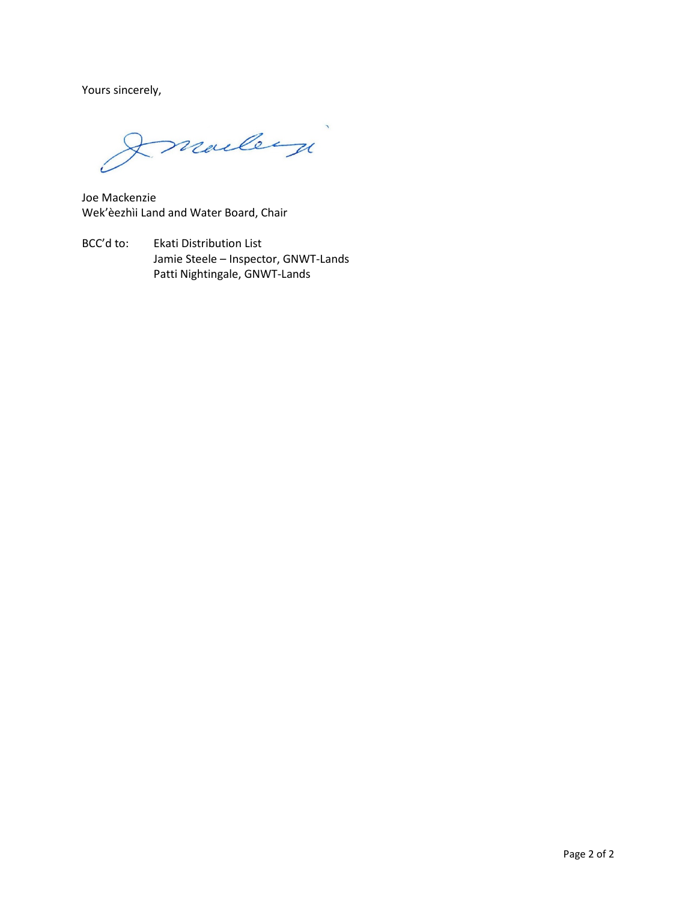Yours sincerely,

Joe Mackenzie
Wek'èezhìi Land and Water Board, Chair

BCC'd to: Ekati Distribution List
Jamie Steele – Inspector, GNWT-Lands
Patti Nightingale, GNWT-Lands